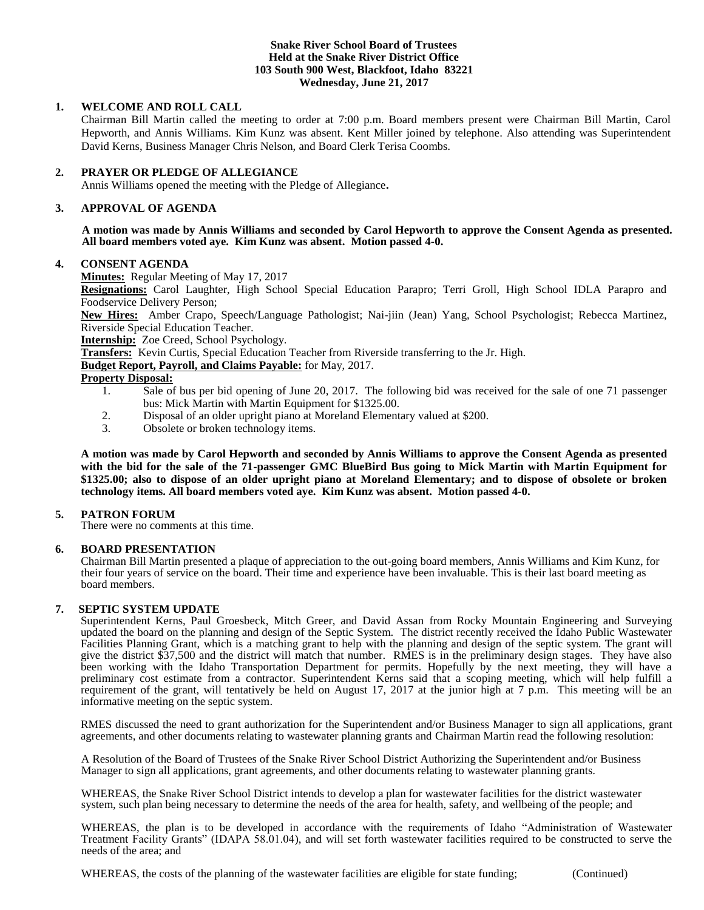**Snake River School Board of Trustees**
**Held at the Snake River District Office**
**103 South 900 West, Blackfoot, Idaho 83221**
**Wednesday, June 21, 2017**

## 1. WELCOME AND ROLL CALL

Chairman Bill Martin called the meeting to order at 7:00 p.m. Board members present were Chairman Bill Martin, Carol Hepworth, and Annis Williams. Kim Kunz was absent. Kent Miller joined by telephone. Also attending was Superintendent David Kerns, Business Manager Chris Nelson, and Board Clerk Terisa Coombs.

## 2. PRAYER OR PLEDGE OF ALLEGIANCE

Annis Williams opened the meeting with the Pledge of Allegiance.

## 3. APPROVAL OF AGENDA

**A motion was made by Annis Williams and seconded by Carol Hepworth to approve the Consent Agenda as presented. All board members voted aye. Kim Kunz was absent. Motion passed 4-0.**

## 4. CONSENT AGENDA

**Minutes:** Regular Meeting of May 17, 2017

**Resignations:** Carol Laughter, High School Special Education Parapro; Terri Groll, High School IDLA Parapro and Foodservice Delivery Person;

**New Hires:** Amber Crapo, Speech/Language Pathologist; Nai-jiin (Jean) Yang, School Psychologist; Rebecca Martinez, Riverside Special Education Teacher.

**Internship:** Zoe Creed, School Psychology.

**Transfers:** Kevin Curtis, Special Education Teacher from Riverside transferring to the Jr. High.

**Budget Report, Payroll, and Claims Payable:** for May, 2017.

**Property Disposal:**

1. Sale of bus per bid opening of June 20, 2017. The following bid was received for the sale of one 71 passenger bus: Mick Martin with Martin Equipment for $1325.00.
2. Disposal of an older upright piano at Moreland Elementary valued at $200.
3. Obsolete or broken technology items.

**A motion was made by Carol Hepworth and seconded by Annis Williams to approve the Consent Agenda as presented with the bid for the sale of the 71-passenger GMC BlueBird Bus going to Mick Martin with Martin Equipment for $1325.00; also to dispose of an older upright piano at Moreland Elementary; and to dispose of obsolete or broken technology items. All board members voted aye. Kim Kunz was absent. Motion passed 4-0.**

## 5. PATRON FORUM

There were no comments at this time.

## 6. BOARD PRESENTATION

Chairman Bill Martin presented a plaque of appreciation to the out-going board members, Annis Williams and Kim Kunz, for their four years of service on the board. Their time and experience have been invaluable. This is their last board meeting as board members.

## 7. SEPTIC SYSTEM UPDATE

Superintendent Kerns, Paul Groesbeck, Mitch Greer, and David Assan from Rocky Mountain Engineering and Surveying updated the board on the planning and design of the Septic System. The district recently received the Idaho Public Wastewater Facilities Planning Grant, which is a matching grant to help with the planning and design of the septic system. The grant will give the district $37,500 and the district will match that number. RMES is in the preliminary design stages. They have also been working with the Idaho Transportation Department for permits. Hopefully by the next meeting, they will have a preliminary cost estimate from a contractor. Superintendent Kerns said that a scoping meeting, which will help fulfill a requirement of the grant, will tentatively be held on August 17, 2017 at the junior high at 7 p.m. This meeting will be an informative meeting on the septic system.

RMES discussed the need to grant authorization for the Superintendent and/or Business Manager to sign all applications, grant agreements, and other documents relating to wastewater planning grants and Chairman Martin read the following resolution:

A Resolution of the Board of Trustees of the Snake River School District Authorizing the Superintendent and/or Business Manager to sign all applications, grant agreements, and other documents relating to wastewater planning grants.

WHEREAS, the Snake River School District intends to develop a plan for wastewater facilities for the district wastewater system, such plan being necessary to determine the needs of the area for health, safety, and wellbeing of the people; and

WHEREAS, the plan is to be developed in accordance with the requirements of Idaho "Administration of Wastewater Treatment Facility Grants" (IDAPA 58.01.04), and will set forth wastewater facilities required to be constructed to serve the needs of the area; and

WHEREAS, the costs of the planning of the wastewater facilities are eligible for state funding; (Continued)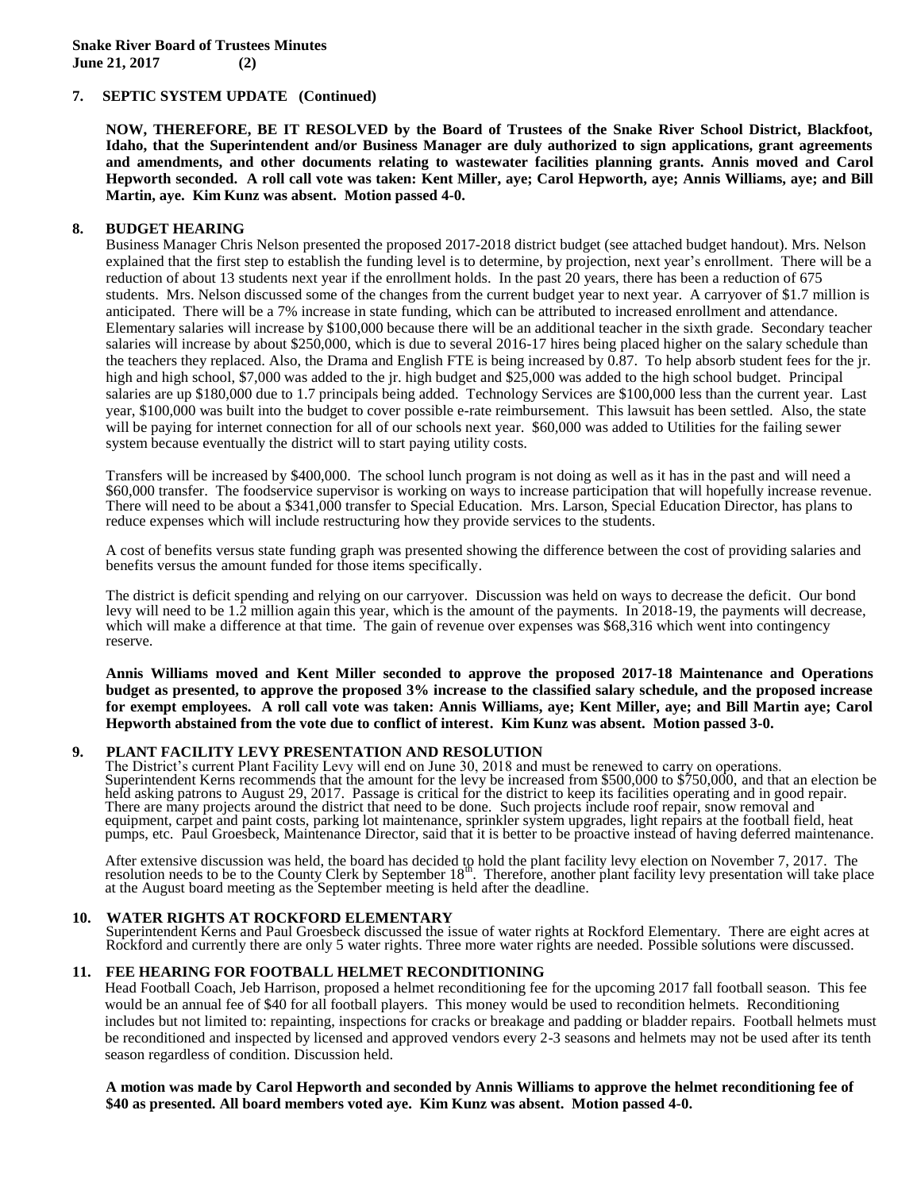## 7. SEPTIC SYSTEM UPDATE (Continued)

**NOW, THEREFORE, BE IT RESOLVED by the Board of Trustees of the Snake River School District, Blackfoot, Idaho, that the Superintendent and/or Business Manager are duly authorized to sign applications, grant agreements and amendments, and other documents relating to wastewater facilities planning grants. Annis moved and Carol Hepworth seconded. A roll call vote was taken: Kent Miller, aye; Carol Hepworth, aye; Annis Williams, aye; and Bill Martin, aye. Kim Kunz was absent. Motion passed 4-0.**

## 8. BUDGET HEARING

Business Manager Chris Nelson presented the proposed 2017-2018 district budget (see attached budget handout). Mrs. Nelson explained that the first step to establish the funding level is to determine, by projection, next year's enrollment. There will be a reduction of about 13 students next year if the enrollment holds. In the past 20 years, there has been a reduction of 675 students. Mrs. Nelson discussed some of the changes from the current budget year to next year. A carryover of \$1.7 million is anticipated. There will be a 7% increase in state funding, which can be attributed to increased enrollment and attendance. Elementary salaries will increase by \$100,000 because there will be an additional teacher in the sixth grade. Secondary teacher salaries will increase by about \$250,000, which is due to several 2016-17 hires being placed higher on the salary schedule than the teachers they replaced. Also, the Drama and English FTE is being increased by 0.87. To help absorb student fees for the jr. high and high school, \$7,000 was added to the jr. high budget and \$25,000 was added to the high school budget. Principal salaries are up \$180,000 due to 1.7 principals being added. Technology Services are \$100,000 less than the current year. Last year, \$100,000 was built into the budget to cover possible e-rate reimbursement. This lawsuit has been settled. Also, the state will be paying for internet connection for all of our schools next year. \$60,000 was added to Utilities for the failing sewer system because eventually the district will to start paying utility costs.

Transfers will be increased by \$400,000. The school lunch program is not doing as well as it has in the past and will need a \$60,000 transfer. The foodservice supervisor is working on ways to increase participation that will hopefully increase revenue. There will need to be about a \$341,000 transfer to Special Education. Mrs. Larson, Special Education Director, has plans to reduce expenses which will include restructuring how they provide services to the students.

A cost of benefits versus state funding graph was presented showing the difference between the cost of providing salaries and benefits versus the amount funded for those items specifically.

The district is deficit spending and relying on our carryover. Discussion was held on ways to decrease the deficit. Our bond levy will need to be 1.2 million again this year, which is the amount of the payments. In 2018-19, the payments will decrease, which will make a difference at that time. The gain of revenue over expenses was \$68,316 which went into contingency reserve.

**Annis Williams moved and Kent Miller seconded to approve the proposed 2017-18 Maintenance and Operations budget as presented, to approve the proposed 3% increase to the classified salary schedule, and the proposed increase for exempt employees. A roll call vote was taken: Annis Williams, aye; Kent Miller, aye; and Bill Martin aye; Carol Hepworth abstained from the vote due to conflict of interest. Kim Kunz was absent. Motion passed 3-0.**

## 9. PLANT FACILITY LEVY PRESENTATION AND RESOLUTION

The District's current Plant Facility Levy will end on June 30, 2018 and must be renewed to carry on operations. Superintendent Kerns recommends that the amount for the levy be increased from \$500,000 to \$750,000, and that an election be held asking patrons to August 29, 2017. Passage is critical for the district to keep its facilities operating and in good repair. There are many projects around the district that need to be done. Such projects include roof repair, snow removal and equipment, carpet and paint costs, parking lot maintenance, sprinkler system upgrades, light repairs at the football field, heat pumps, etc. Paul Groesbeck, Maintenance Director, said that it is better to be proactive instead of having deferred maintenance.

After extensive discussion was held, the board has decided to hold the plant facility levy election on November 7, 2017. The resolution needs to be to the County Clerk by September 18th. Therefore, another plant facility levy presentation will take place at the August board meeting as the September meeting is held after the deadline.

## 10. WATER RIGHTS AT ROCKFORD ELEMENTARY

Superintendent Kerns and Paul Groesbeck discussed the issue of water rights at Rockford Elementary. There are eight acres at Rockford and currently there are only 5 water rights. Three more water rights are needed. Possible solutions were discussed.

## 11. FEE HEARING FOR FOOTBALL HELMET RECONDITIONING

Head Football Coach, Jeb Harrison, proposed a helmet reconditioning fee for the upcoming 2017 fall football season. This fee would be an annual fee of \$40 for all football players. This money would be used to recondition helmets. Reconditioning includes but not limited to: repainting, inspections for cracks or breakage and padding or bladder repairs. Football helmets must be reconditioned and inspected by licensed and approved vendors every 2-3 seasons and helmets may not be used after its tenth season regardless of condition. Discussion held.

**A motion was made by Carol Hepworth and seconded by Annis Williams to approve the helmet reconditioning fee of \$40 as presented. All board members voted aye. Kim Kunz was absent. Motion passed 4-0.**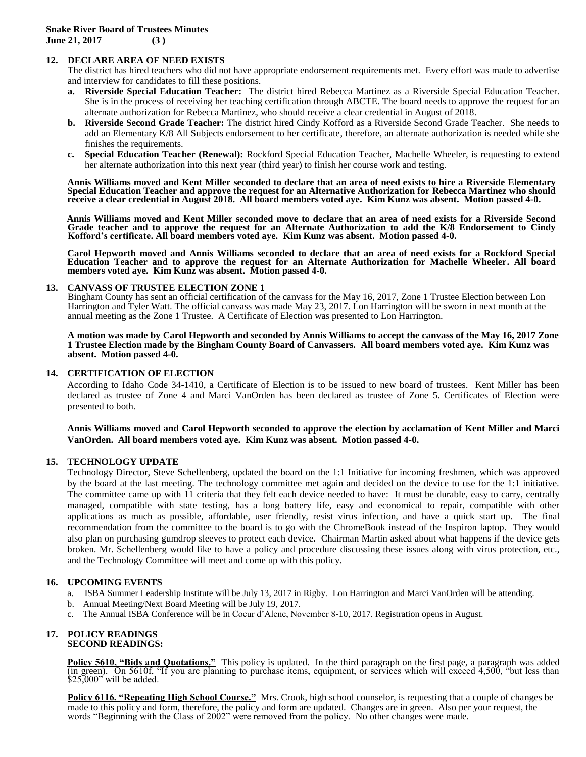## 12. DECLARE AREA OF NEED EXISTS

The district has hired teachers who did not have appropriate endorsement requirements met. Every effort was made to advertise and interview for candidates to fill these positions.

- **a. Riverside Special Education Teacher:** The district hired Rebecca Martinez as a Riverside Special Education Teacher. She is in the process of receiving her teaching certification through ABCTE. The board needs to approve the request for an alternate authorization for Rebecca Martinez, who should receive a clear credential in August of 2018.
- **b. Riverside Second Grade Teacher:** The district hired Cindy Kofford as a Riverside Second Grade Teacher. She needs to add an Elementary K/8 All Subjects endorsement to her certificate, therefore, an alternate authorization is needed while she finishes the requirements.
- **c. Special Education Teacher (Renewal):** Rockford Special Education Teacher, Machelle Wheeler, is requesting to extend her alternate authorization into this next year (third year) to finish her course work and testing.

**Annis Williams moved and Kent Miller seconded to declare that an area of need exists to hire a Riverside Elementary Special Education Teacher and approve the request for an Alternative Authorization for Rebecca Martinez who should receive a clear credential in August 2018. All board members voted aye. Kim Kunz was absent. Motion passed 4-0.**

**Annis Williams moved and Kent Miller seconded move to declare that an area of need exists for a Riverside Second Grade teacher and to approve the request for an Alternate Authorization to add the K/8 Endorsement to Cindy Kofford's certificate. All board members voted aye. Kim Kunz was absent. Motion passed 4-0.**

**Carol Hepworth moved and Annis Williams seconded to declare that an area of need exists for a Rockford Special Education Teacher and to approve the request for an Alternate Authorization for Machelle Wheeler. All board members voted aye. Kim Kunz was absent. Motion passed 4-0.**

## 13. CANVASS OF TRUSTEE ELECTION ZONE 1

Bingham County has sent an official certification of the canvass for the May 16, 2017, Zone 1 Trustee Election between Lon Harrington and Tyler Watt. The official canvass was made May 23, 2017. Lon Harrington will be sworn in next month at the annual meeting as the Zone 1 Trustee. A Certificate of Election was presented to Lon Harrington.

**A motion was made by Carol Hepworth and seconded by Annis Williams to accept the canvass of the May 16, 2017 Zone 1 Trustee Election made by the Bingham County Board of Canvassers. All board members voted aye. Kim Kunz was absent. Motion passed 4-0.**

## 14. CERTIFICATION OF ELECTION

According to Idaho Code 34-1410, a Certificate of Election is to be issued to new board of trustees. Kent Miller has been declared as trustee of Zone 4 and Marci VanOrden has been declared as trustee of Zone 5. Certificates of Election were presented to both.

**Annis Williams moved and Carol Hepworth seconded to approve the election by acclamation of Kent Miller and Marci VanOrden. All board members voted aye. Kim Kunz was absent. Motion passed 4-0.**

## 15. TECHNOLOGY UPDATE

Technology Director, Steve Schellenberg, updated the board on the 1:1 Initiative for incoming freshmen, which was approved by the board at the last meeting. The technology committee met again and decided on the device to use for the 1:1 initiative. The committee came up with 11 criteria that they felt each device needed to have: It must be durable, easy to carry, centrally managed, compatible with state testing, has a long battery life, easy and economical to repair, compatible with other applications as much as possible, affordable, user friendly, resist virus infection, and have a quick start up. The final recommendation from the committee to the board is to go with the ChromeBook instead of the Inspiron laptop. They would also plan on purchasing gumdrop sleeves to protect each device. Chairman Martin asked about what happens if the device gets broken. Mr. Schellenberg would like to have a policy and procedure discussing these issues along with virus protection, etc., and the Technology Committee will meet and come up with this policy.

## 16. UPCOMING EVENTS

- a. ISBA Summer Leadership Institute will be July 13, 2017 in Rigby. Lon Harrington and Marci VanOrden will be attending.
- b. Annual Meeting/Next Board Meeting will be July 19, 2017.
- c. The Annual ISBA Conference will be in Coeur d'Alene, November 8-10, 2017. Registration opens in August.

## 17. POLICY READINGS

### SECOND READINGS:

**Policy 5610, "Bids and Quotations."** This policy is updated. In the third paragraph on the first page, a paragraph was added (in green). On 5610f, "If you are planning to purchase items, equipment, or services which will exceed 4,500, "but less than $25,000" will be added.

**Policy 6116, "Repeating High School Course."** Mrs. Crook, high school counselor, is requesting that a couple of changes be made to this policy and form, therefore, the policy and form are updated. Changes are in green. Also per your request, the words "Beginning with the Class of 2002" were removed from the policy. No other changes were made.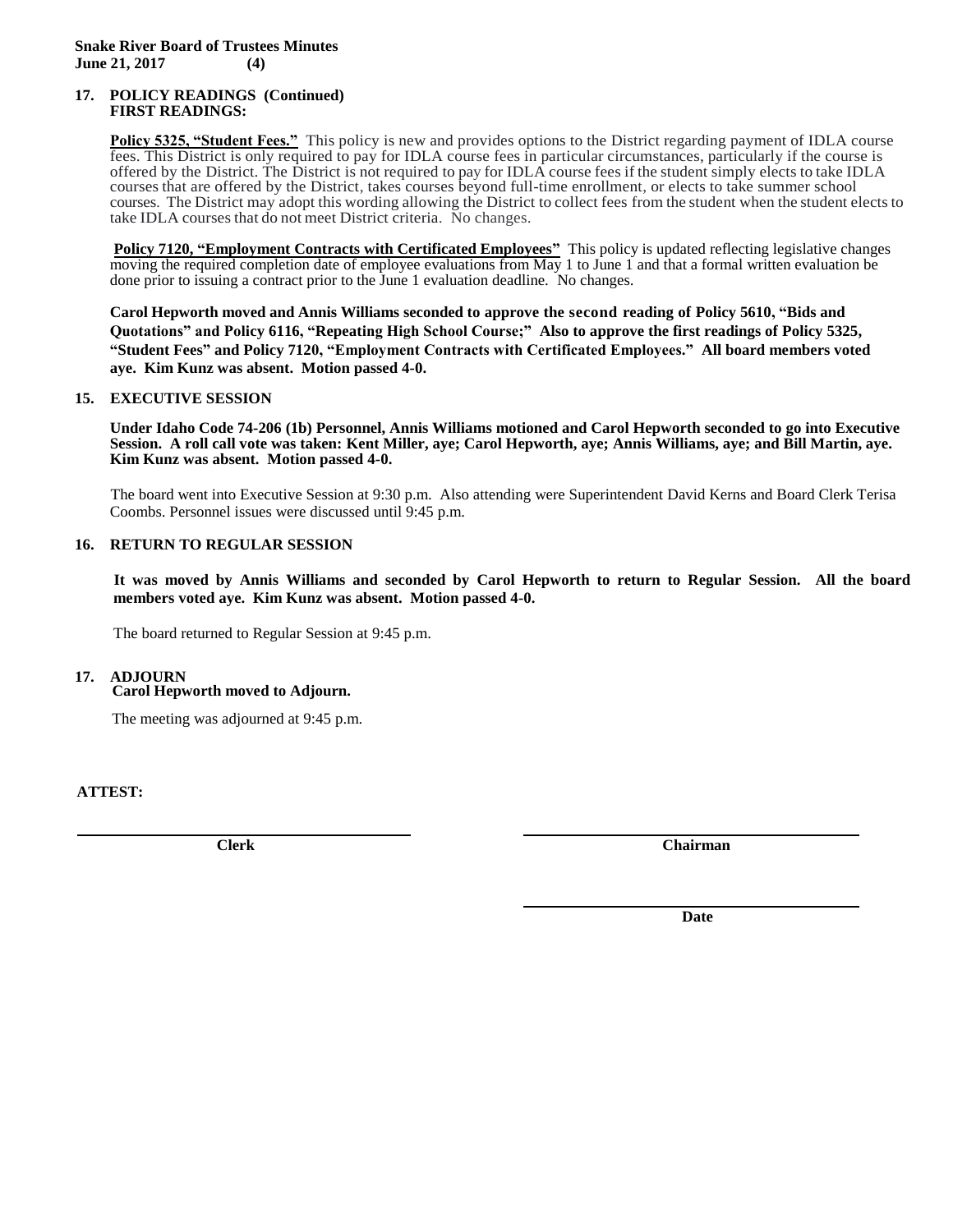**17. POLICY READINGS (Continued)**
**FIRST READINGS:**

**Policy 5325, "Student Fees."** This policy is new and provides options to the District regarding payment of IDLA course fees. This District is only required to pay for IDLA course fees in particular circumstances, particularly if the course is offered by the District. The District is not required to pay for IDLA course fees if the student simply elects to take IDLA courses that are offered by the District, takes courses beyond full-time enrollment, or elects to take summer school courses. The District may adopt this wording allowing the District to collect fees from the student when the student elects to take IDLA courses that do not meet District criteria. No changes.

**Policy 7120, "Employment Contracts with Certificated Employees"** This policy is updated reflecting legislative changes moving the required completion date of employee evaluations from May 1 to June 1 and that a formal written evaluation be done prior to issuing a contract prior to the June 1 evaluation deadline. No changes.

**Carol Hepworth moved and Annis Williams seconded to approve the second reading of Policy 5610, "Bids and Quotations" and Policy 6116, "Repeating High School Course;" Also to approve the first readings of Policy 5325, "Student Fees" and Policy 7120, "Employment Contracts with Certificated Employees." All board members voted aye. Kim Kunz was absent. Motion passed 4-0.**

**15. EXECUTIVE SESSION**

**Under Idaho Code 74-206 (1b) Personnel, Annis Williams motioned and Carol Hepworth seconded to go into Executive Session. A roll call vote was taken: Kent Miller, aye; Carol Hepworth, aye; Annis Williams, aye; and Bill Martin, aye. Kim Kunz was absent. Motion passed 4-0.**

The board went into Executive Session at 9:30 p.m. Also attending were Superintendent David Kerns and Board Clerk Terisa Coombs. Personnel issues were discussed until 9:45 p.m.

**16. RETURN TO REGULAR SESSION**

**It was moved by Annis Williams and seconded by Carol Hepworth to return to Regular Session. All the board members voted aye. Kim Kunz was absent. Motion passed 4-0.**

The board returned to Regular Session at 9:45 p.m.

**17. ADJOURN**
**Carol Hepworth moved to Adjourn.**

The meeting was adjourned at 9:45 p.m.

**ATTEST:**

\_\_\_\_\_\_\_\_\_\_\_\_\_\_\_\_\_\_\_\_\_\_\_\_\_\_\_\_\_\_
**Clerk**

\_\_\_\_\_\_\_\_\_\_\_\_\_\_\_\_\_\_\_\_\_\_\_\_\_\_\_\_\_\_
**Chairman**

\_\_\_\_\_\_\_\_\_\_\_\_\_\_\_\_\_\_\_\_\_\_\_\_\_\_\_\_\_\_
**Date**